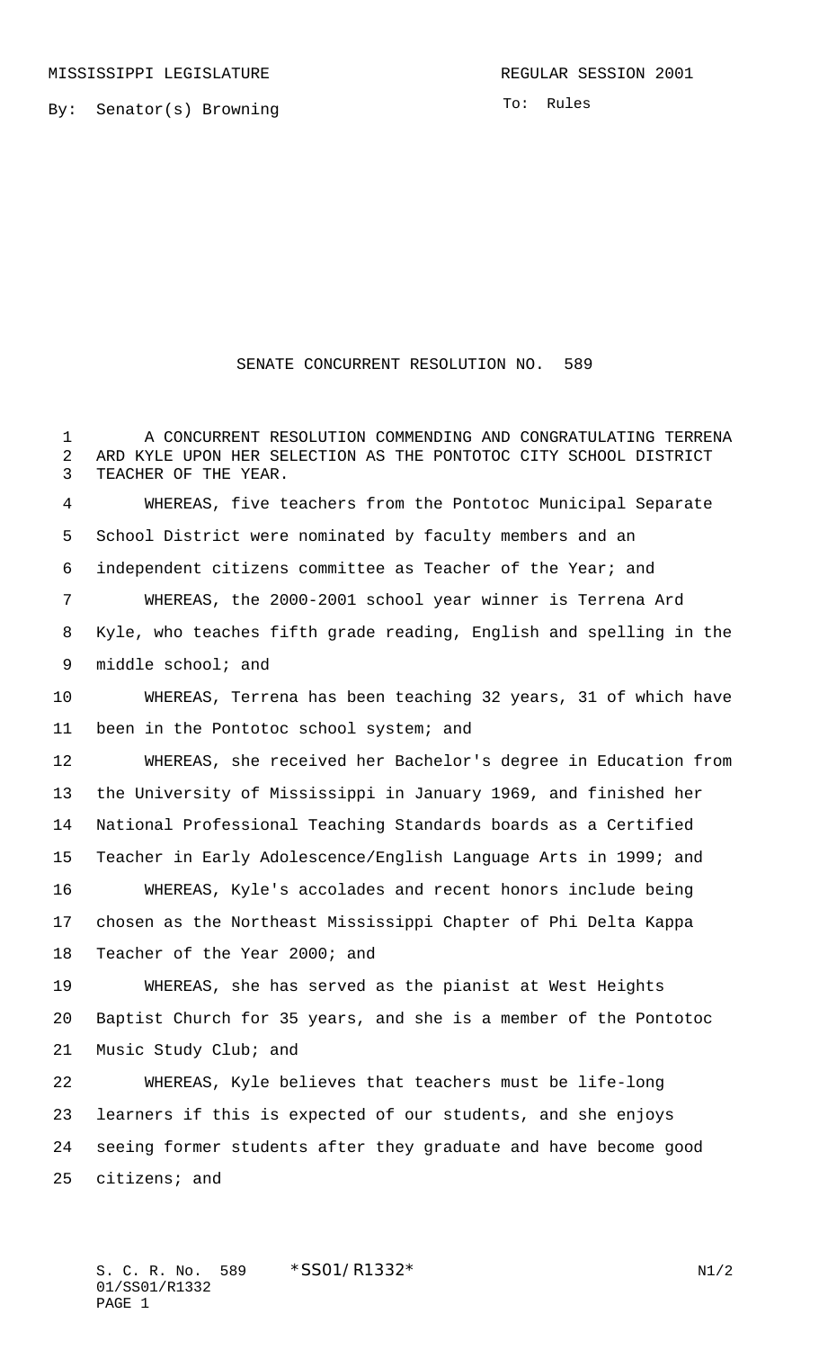MISSISSIPPI LEGISLATURE REGULAR SESSION 2001

By: Senator(s) Browning

To: Rules

# SENATE CONCURRENT RESOLUTION NO. 589

A CONCURRENT RESOLUTION COMMENDING AND CONGRATULATING TERRENA ARD KYLE UPON HER SELECTION AS THE PONTOTOC CITY SCHOOL DISTRICT TEACHER OF THE YEAR.

WHEREAS, five teachers from the Pontotoc Municipal Separate School District were nominated by faculty members and an independent citizens committee as Teacher of the Year; and

WHEREAS, the 2000-2001 school year winner is Terrena Ard Kyle, who teaches fifth grade reading, English and spelling in the middle school; and

WHEREAS, Terrena has been teaching 32 years, 31 of which have been in the Pontotoc school system; and

WHEREAS, she received her Bachelor's degree in Education from the University of Mississippi in January 1969, and finished her National Professional Teaching Standards boards as a Certified Teacher in Early Adolescence/English Language Arts in 1999; and

WHEREAS, Kyle's accolades and recent honors include being chosen as the Northeast Mississippi Chapter of Phi Delta Kappa Teacher of the Year 2000; and

WHEREAS, she has served as the pianist at West Heights Baptist Church for 35 years, and she is a member of the Pontotoc Music Study Club; and

WHEREAS, Kyle believes that teachers must be life-long learners if this is expected of our students, and she enjoys seeing former students after they graduate and have become good citizens; and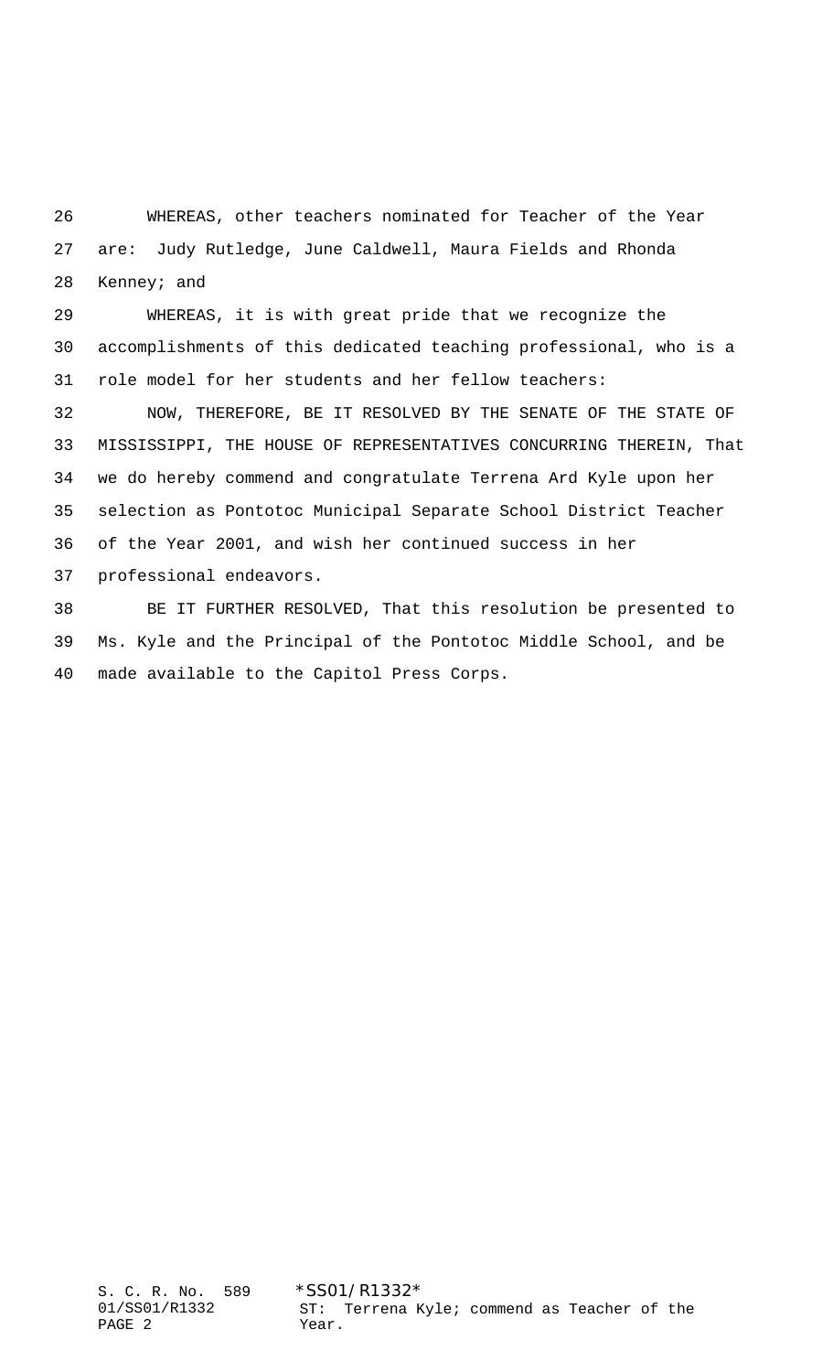WHEREAS, other teachers nominated for Teacher of the Year are: Judy Rutledge, June Caldwell, Maura Fields and Rhonda Kenney; and

WHEREAS, it is with great pride that we recognize the accomplishments of this dedicated teaching professional, who is a role model for her students and her fellow teachers:

NOW, THEREFORE, BE IT RESOLVED BY THE SENATE OF THE STATE OF MISSISSIPPI, THE HOUSE OF REPRESENTATIVES CONCURRING THEREIN, That we do hereby commend and congratulate Terrena Ard Kyle upon her selection as Pontotoc Municipal Separate School District Teacher of the Year 2001, and wish her continued success in her professional endeavors.

BE IT FURTHER RESOLVED, That this resolution be presented to Ms. Kyle and the Principal of the Pontotoc Middle School, and be made available to the Capitol Press Corps.